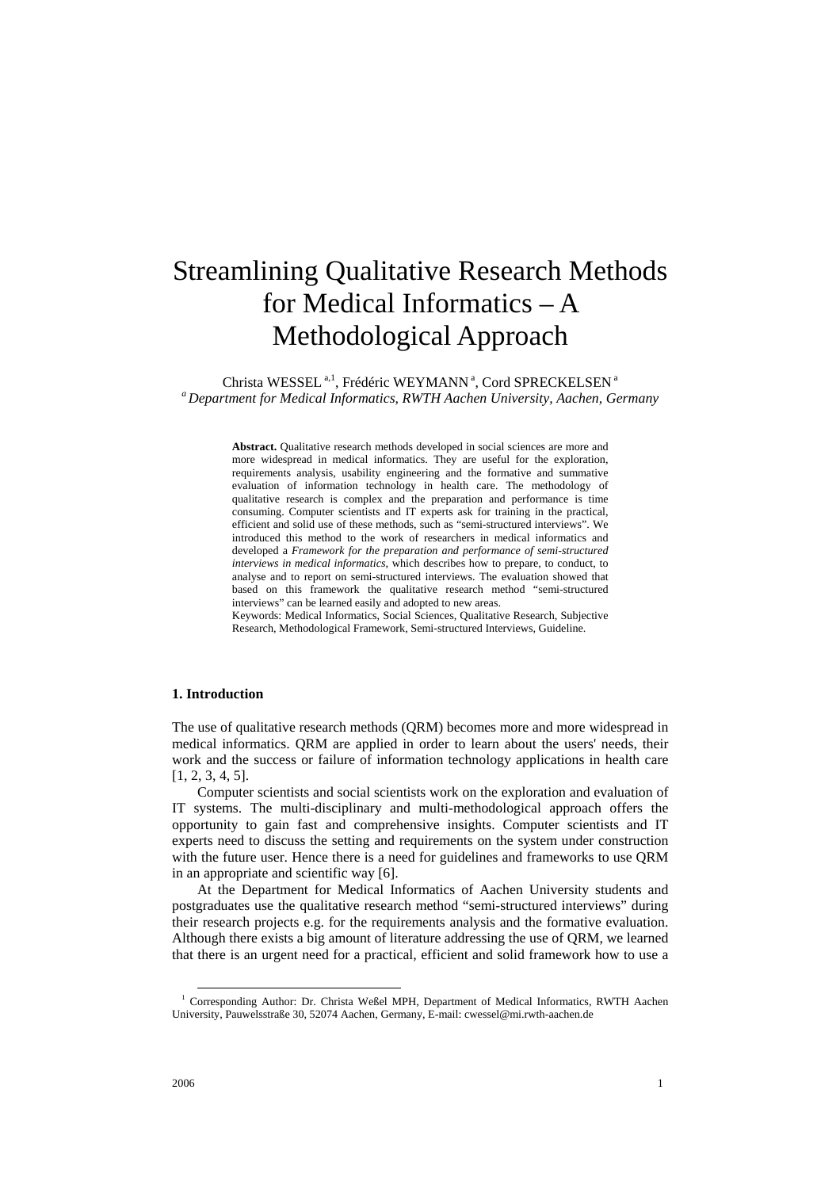# Streamlining Qualitative Research Methods for Medical Informatics – A Methodological Approach

Christa WESSEL [a,1], Frédéric WEYMANN [a], Cord SPRECKELSEN [a]

[a] *Department for Medical Informatics, RWTH Aachen University, Aachen, Germany*

**Abstract.** Qualitative research methods developed in social sciences are more and more widespread in medical informatics. They are useful for the exploration, requirements analysis, usability engineering and the formative and summative evaluation of information technology in health care. The methodology of qualitative research is complex and the preparation and performance is time consuming. Computer scientists and IT experts ask for training in the practical, efficient and solid use of these methods, such as "semi-structured interviews". We introduced this method to the work of researchers in medical informatics and developed a *Framework for the preparation and performance of semi-structured interviews in medical informatics*, which describes how to prepare, to conduct, to analyse and to report on semi-structured interviews. The evaluation showed that based on this framework the qualitative research method "semi-structured interviews" can be learned easily and adopted to new areas.

Keywords: Medical Informatics, Social Sciences, Qualitative Research, Subjective Research, Methodological Framework, Semi-structured Interviews, Guideline.

## 1. Introduction

The use of qualitative research methods (QRM) becomes more and more widespread in medical informatics. QRM are applied in order to learn about the users' needs, their work and the success or failure of information technology applications in health care [1, 2, 3, 4, 5].

Computer scientists and social scientists work on the exploration and evaluation of IT systems. The multi-disciplinary and multi-methodological approach offers the opportunity to gain fast and comprehensive insights. Computer scientists and IT experts need to discuss the setting and requirements on the system under construction with the future user. Hence there is a need for guidelines and frameworks to use QRM in an appropriate and scientific way [6].

At the Department for Medical Informatics of Aachen University students and postgraduates use the qualitative research method "semi-structured interviews" during their research projects e.g. for the requirements analysis and the formative evaluation. Although there exists a big amount of literature addressing the use of QRM, we learned that there is an urgent need for a practical, efficient and solid framework how to use a

[1] Corresponding Author: Dr. Christa Weßel MPH, Department of Medical Informatics, RWTH Aachen University, Pauwelsstraße 30, 52074 Aachen, Germany, E-mail: cwessel@mi.rwth-aachen.de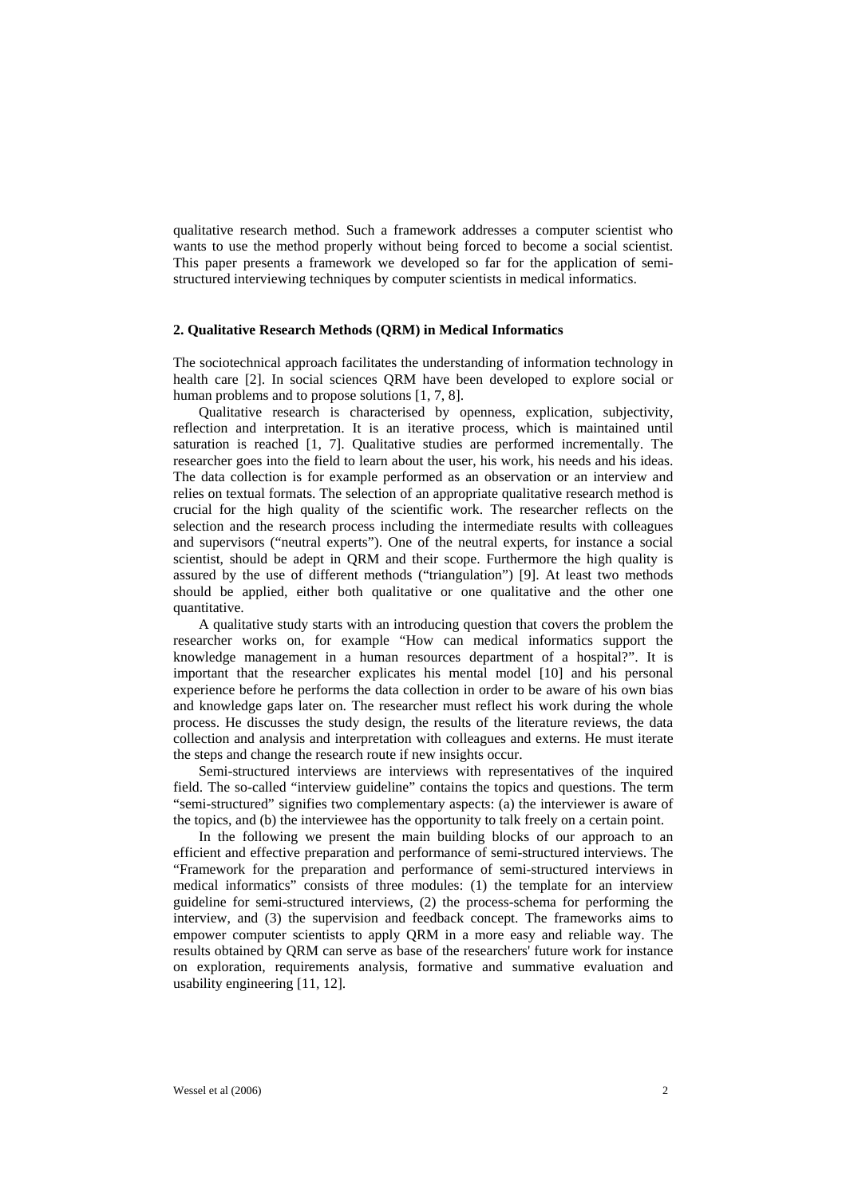qualitative research method. Such a framework addresses a computer scientist who wants to use the method properly without being forced to become a social scientist. This paper presents a framework we developed so far for the application of semi-structured interviewing techniques by computer scientists in medical informatics.

## 2. Qualitative Research Methods (QRM) in Medical Informatics

The sociotechnical approach facilitates the understanding of information technology in health care [2]. In social sciences QRM have been developed to explore social or human problems and to propose solutions [1, 7, 8].

Qualitative research is characterised by openness, explication, subjectivity, reflection and interpretation. It is an iterative process, which is maintained until saturation is reached [1, 7]. Qualitative studies are performed incrementally. The researcher goes into the field to learn about the user, his work, his needs and his ideas. The data collection is for example performed as an observation or an interview and relies on textual formats. The selection of an appropriate qualitative research method is crucial for the high quality of the scientific work. The researcher reflects on the selection and the research process including the intermediate results with colleagues and supervisors ("neutral experts"). One of the neutral experts, for instance a social scientist, should be adept in QRM and their scope. Furthermore the high quality is assured by the use of different methods ("triangulation") [9]. At least two methods should be applied, either both qualitative or one qualitative and the other one quantitative.

A qualitative study starts with an introducing question that covers the problem the researcher works on, for example "How can medical informatics support the knowledge management in a human resources department of a hospital?". It is important that the researcher explicates his mental model [10] and his personal experience before he performs the data collection in order to be aware of his own bias and knowledge gaps later on. The researcher must reflect his work during the whole process. He discusses the study design, the results of the literature reviews, the data collection and analysis and interpretation with colleagues and externs. He must iterate the steps and change the research route if new insights occur.

Semi-structured interviews are interviews with representatives of the inquired field. The so-called "interview guideline" contains the topics and questions. The term "semi-structured" signifies two complementary aspects: (a) the interviewer is aware of the topics, and (b) the interviewee has the opportunity to talk freely on a certain point.

In the following we present the main building blocks of our approach to an efficient and effective preparation and performance of semi-structured interviews. The "Framework for the preparation and performance of semi-structured interviews in medical informatics" consists of three modules: (1) the template for an interview guideline for semi-structured interviews, (2) the process-schema for performing the interview, and (3) the supervision and feedback concept. The frameworks aims to empower computer scientists to apply QRM in a more easy and reliable way. The results obtained by QRM can serve as base of the researchers' future work for instance on exploration, requirements analysis, formative and summative evaluation and usability engineering [11, 12].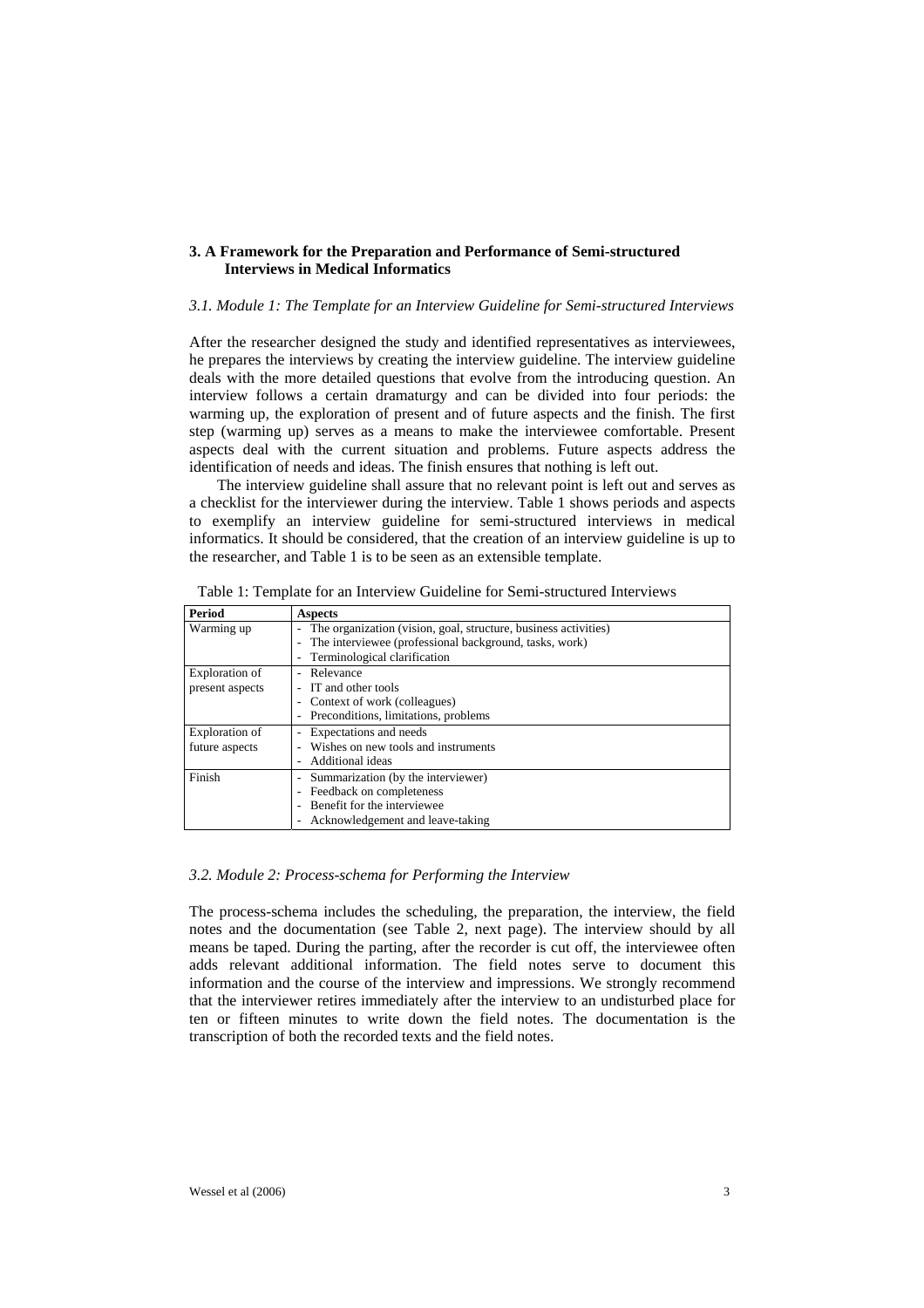## 3. A Framework for the Preparation and Performance of Semi-structured Interviews in Medical Informatics

### *3.1. Module 1: The Template for an Interview Guideline for Semi-structured Interviews*

After the researcher designed the study and identified representatives as interviewees, he prepares the interviews by creating the interview guideline. The interview guideline deals with the more detailed questions that evolve from the introducing question. An interview follows a certain dramaturgy and can be divided into four periods: the warming up, the exploration of present and of future aspects and the finish. The first step (warming up) serves as a means to make the interviewee comfortable. Present aspects deal with the current situation and problems. Future aspects address the identification of needs and ideas. The finish ensures that nothing is left out.

The interview guideline shall assure that no relevant point is left out and serves as a checklist for the interviewer during the interview. Table 1 shows periods and aspects to exemplify an interview guideline for semi-structured interviews in medical informatics. It should be considered, that the creation of an interview guideline is up to the researcher, and Table 1 is to be seen as an extensible template.

Table 1: Template for an Interview Guideline for Semi-structured Interviews

| **Period** | **Aspects** |
|---|---|
| Warming up | - The organization (vision, goal, structure, business activities)<br>- The interviewee (professional background, tasks, work)<br>- Terminological clarification |
| Exploration of present aspects | - Relevance<br>- IT and other tools<br>- Context of work (colleagues)<br>- Preconditions, limitations, problems |
| Exploration of future aspects | - Expectations and needs<br>- Wishes on new tools and instruments<br>- Additional ideas |
| Finish | - Summarization (by the interviewer)<br>- Feedback on completeness<br>- Benefit for the interviewee<br>- Acknowledgement and leave-taking |

### *3.2. Module 2: Process-schema for Performing the Interview*

The process-schema includes the scheduling, the preparation, the interview, the field notes and the documentation (see Table 2, next page). The interview should by all means be taped. During the parting, after the recorder is cut off, the interviewee often adds relevant additional information. The field notes serve to document this information and the course of the interview and impressions. We strongly recommend that the interviewer retires immediately after the interview to an undisturbed place for ten or fifteen minutes to write down the field notes. The documentation is the transcription of both the recorded texts and the field notes.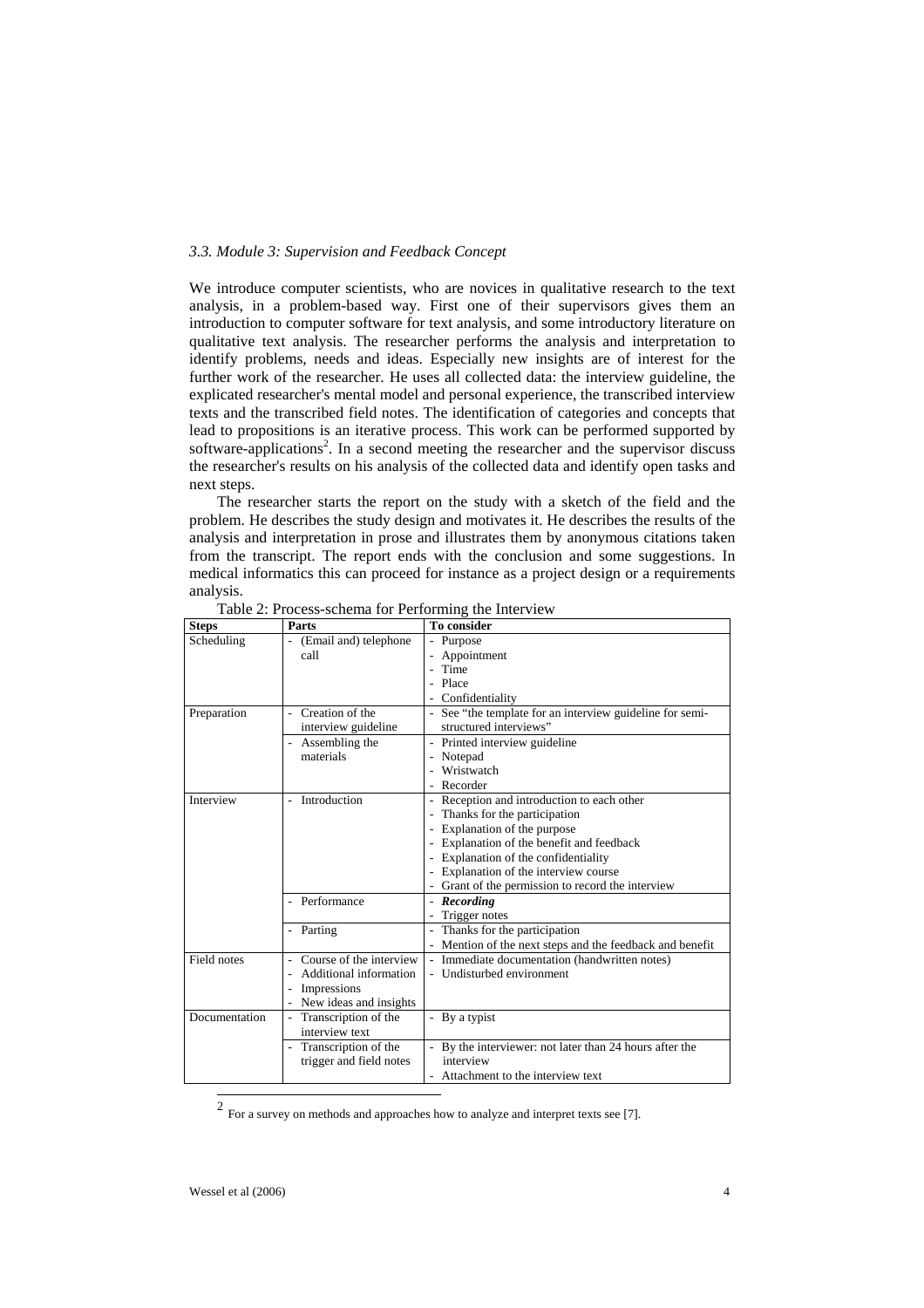### *3.3. Module 3: Supervision and Feedback Concept*

We introduce computer scientists, who are novices in qualitative research to the text analysis, in a problem-based way. First one of their supervisors gives them an introduction to computer software for text analysis, and some introductory literature on qualitative text analysis. The researcher performs the analysis and interpretation to identify problems, needs and ideas. Especially new insights are of interest for the further work of the researcher. He uses all collected data: the interview guideline, the explicated researcher's mental model and personal experience, the transcribed interview texts and the transcribed field notes. The identification of categories and concepts that lead to propositions is an iterative process. This work can be performed supported by software-applications[2]. In a second meeting the researcher and the supervisor discuss the researcher's results on his analysis of the collected data and identify open tasks and next steps.

The researcher starts the report on the study with a sketch of the field and the problem. He describes the study design and motivates it. He describes the results of the analysis and interpretation in prose and illustrates them by anonymous citations taken from the transcript. The report ends with the conclusion and some suggestions. In medical informatics this can proceed for instance as a project design or a requirements analysis.

Table 2: Process-schema for Performing the Interview

| **Steps** | **Parts** | **To consider** |
|---|---|---|
| Scheduling | - (Email and) telephone call | - Purpose<br>- Appointment<br>- Time<br>- Place<br>- Confidentiality |
| Preparation | - Creation of the interview guideline | - See "the template for an interview guideline for semi-structured interviews" |
| | - Assembling the materials | - Printed interview guideline<br>- Notepad<br>- Wristwatch<br>- Recorder |
| Interview | - Introduction | - Reception and introduction to each other<br>- Thanks for the participation<br>- Explanation of the purpose<br>- Explanation of the benefit and feedback<br>- Explanation of the confidentiality<br>- Explanation of the interview course<br>- Grant of the permission to record the interview |
| | - Performance | - ***Recording***<br>- Trigger notes |
| | - Parting | - Thanks for the participation<br>- Mention of the next steps and the feedback and benefit |
| Field notes | - Course of the interview<br>- Additional information<br>- Impressions<br>- New ideas and insights | - Immediate documentation (handwritten notes)<br>- Undisturbed environment |
| Documentation | - Transcription of the interview text | - By a typist |
| | - Transcription of the trigger and field notes | - By the interviewer: not later than 24 hours after the interview<br>- Attachment to the interview text |

[2] For a survey on methods and approaches how to analyze and interpret texts see [7].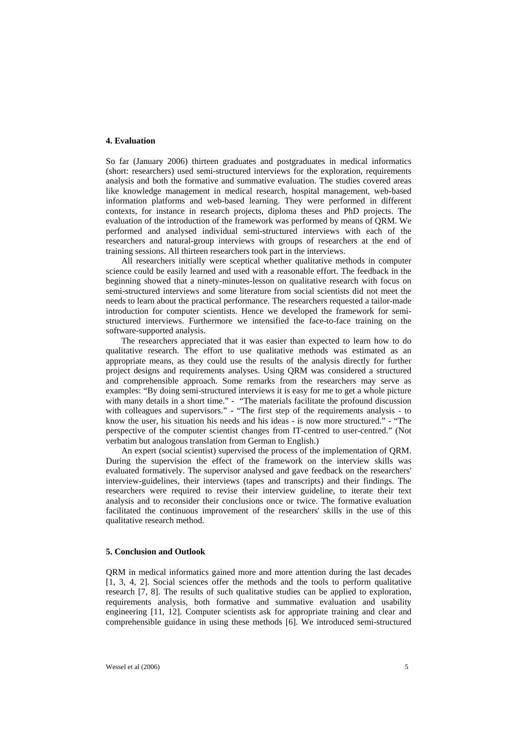## 4. Evaluation

So far (January 2006) thirteen graduates and postgraduates in medical informatics (short: researchers) used semi-structured interviews for the exploration, requirements analysis and both the formative and summative evaluation. The studies covered areas like knowledge management in medical research, hospital management, web-based information platforms and web-based learning. They were performed in different contexts, for instance in research projects, diploma theses and PhD projects. The evaluation of the introduction of the framework was performed by means of QRM. We performed and analysed individual semi-structured interviews with each of the researchers and natural-group interviews with groups of researchers at the end of training sessions. All thirteen researchers took part in the interviews.

All researchers initially were sceptical whether qualitative methods in computer science could be easily learned and used with a reasonable effort. The feedback in the beginning showed that a ninety-minutes-lesson on qualitative research with focus on semi-structured interviews and some literature from social scientists did not meet the needs to learn about the practical performance. The researchers requested a tailor-made introduction for computer scientists. Hence we developed the framework for semi-structured interviews. Furthermore we intensified the face-to-face training on the software-supported analysis.

The researchers appreciated that it was easier than expected to learn how to do qualitative research. The effort to use qualitative methods was estimated as an appropriate means, as they could use the results of the analysis directly for further project designs and requirements analyses. Using QRM was considered a structured and comprehensible approach. Some remarks from the researchers may serve as examples: "By doing semi-structured interviews it is easy for me to get a whole picture with many details in a short time." - "The materials facilitate the profound discussion with colleagues and supervisors." - "The first step of the requirements analysis - to know the user, his situation his needs and his ideas - is now more structured." - "The perspective of the computer scientist changes from IT-centred to user-centred." (Not verbatim but analogous translation from German to English.)

An expert (social scientist) supervised the process of the implementation of QRM. During the supervision the effect of the framework on the interview skills was evaluated formatively. The supervisor analysed and gave feedback on the researchers' interview-guidelines, their interviews (tapes and transcripts) and their findings. The researchers were required to revise their interview guideline, to iterate their text analysis and to reconsider their conclusions once or twice. The formative evaluation facilitated the continuous improvement of the researchers' skills in the use of this qualitative research method.

## 5. Conclusion and Outlook

QRM in medical informatics gained more and more attention during the last decades [1, 3, 4, 2]. Social sciences offer the methods and the tools to perform qualitative research [7, 8]. The results of such qualitative studies can be applied to exploration, requirements analysis, both formative and summative evaluation and usability engineering [11, 12]. Computer scientists ask for appropriate training and clear and comprehensible guidance in using these methods [6]. We introduced semi-structured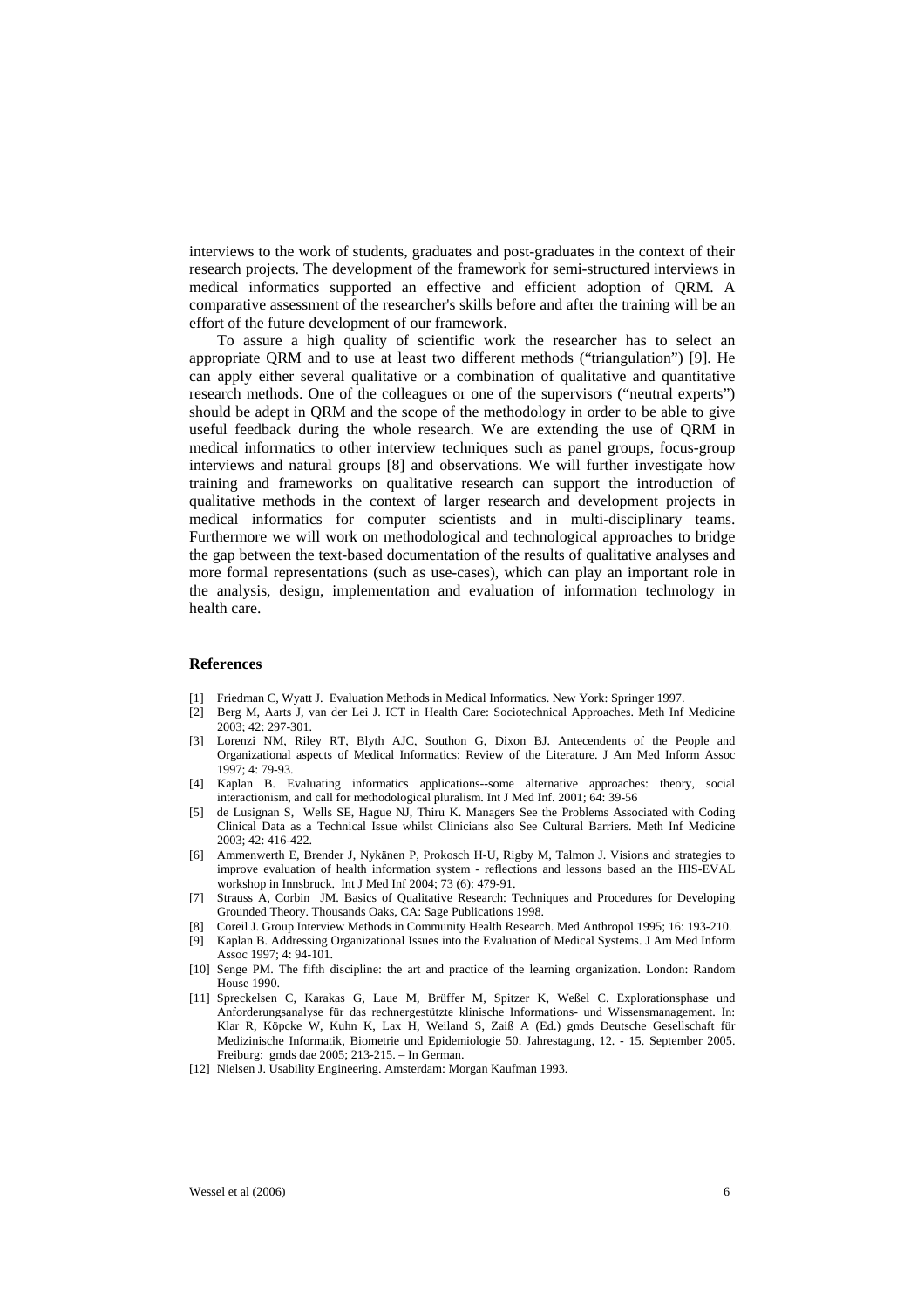interviews to the work of students, graduates and post-graduates in the context of their research projects. The development of the framework for semi-structured interviews in medical informatics supported an effective and efficient adoption of QRM. A comparative assessment of the researcher's skills before and after the training will be an effort of the future development of our framework.

To assure a high quality of scientific work the researcher has to select an appropriate QRM and to use at least two different methods ("triangulation") [9]. He can apply either several qualitative or a combination of qualitative and quantitative research methods. One of the colleagues or one of the supervisors ("neutral experts") should be adept in QRM and the scope of the methodology in order to be able to give useful feedback during the whole research. We are extending the use of QRM in medical informatics to other interview techniques such as panel groups, focus-group interviews and natural groups [8] and observations. We will further investigate how training and frameworks on qualitative research can support the introduction of qualitative methods in the context of larger research and development projects in medical informatics for computer scientists and in multi-disciplinary teams. Furthermore we will work on methodological and technological approaches to bridge the gap between the text-based documentation of the results of qualitative analyses and more formal representations (such as use-cases), which can play an important role in the analysis, design, implementation and evaluation of information technology in health care.

## References

[1] Friedman C, Wyatt J. Evaluation Methods in Medical Informatics. New York: Springer 1997.

[2] Berg M, Aarts J, van der Lei J. ICT in Health Care: Sociotechnical Approaches. Meth Inf Medicine 2003; 42: 297-301.

[3] Lorenzi NM, Riley RT, Blyth AJC, Southon G, Dixon BJ. Antecendents of the People and Organizational aspects of Medical Informatics: Review of the Literature. J Am Med Inform Assoc 1997; 4: 79-93.

[4] Kaplan B. Evaluating informatics applications--some alternative approaches: theory, social interactionism, and call for methodological pluralism. Int J Med Inf. 2001; 64: 39-56

[5] de Lusignan S, Wells SE, Hague NJ, Thiru K. Managers See the Problems Associated with Coding Clinical Data as a Technical Issue whilst Clinicians also See Cultural Barriers. Meth Inf Medicine 2003; 42: 416-422.

[6] Ammenwerth E, Brender J, Nykänen P, Prokosch H-U, Rigby M, Talmon J. Visions and strategies to improve evaluation of health information system - reflections and lessons based an the HIS-EVAL workshop in Innsbruck. Int J Med Inf 2004; 73 (6): 479-91.

[7] Strauss A, Corbin JM. Basics of Qualitative Research: Techniques and Procedures for Developing Grounded Theory. Thousands Oaks, CA: Sage Publications 1998.

[8] Coreil J. Group Interview Methods in Community Health Research. Med Anthropol 1995; 16: 193-210.

[9] Kaplan B. Addressing Organizational Issues into the Evaluation of Medical Systems. J Am Med Inform Assoc 1997; 4: 94-101.

[10] Senge PM. The fifth discipline: the art and practice of the learning organization. London: Random House 1990.

[11] Spreckelsen C, Karakas G, Laue M, Brüffer M, Spitzer K, Weßel C. Explorationsphase und Anforderungsanalyse für das rechnergestützte klinische Informations- und Wissensmanagement. In: Klar R, Köpcke W, Kuhn K, Lax H, Weiland S, Zaiß A (Ed.) gmds Deutsche Gesellschaft für Medizinische Informatik, Biometrie und Epidemiologie 50. Jahrestagung, 12. - 15. September 2005. Freiburg: gmds dae 2005; 213-215. – In German.

[12] Nielsen J. Usability Engineering. Amsterdam: Morgan Kaufman 1993.